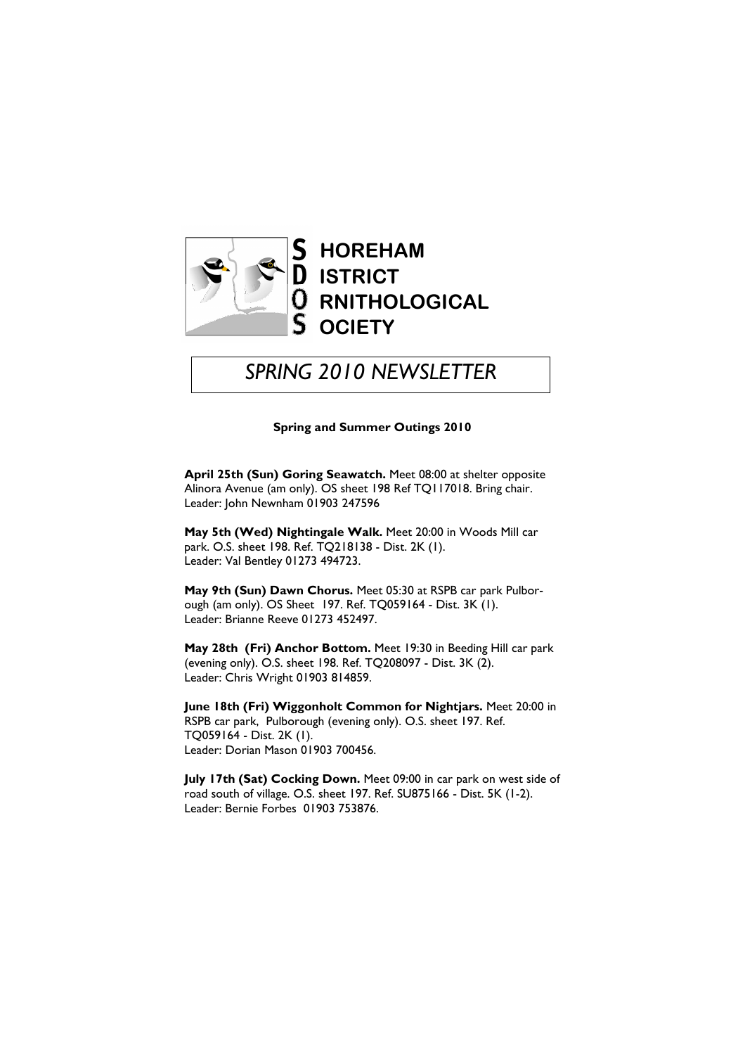# SHOREHAM DISTRICT ORNITHOLOGICAL SOCIETY

## *SPRING 2010 NEWSLETTER*

### Spring and Summer Outings 2010

**April 25th (Sun) Goring Seawatch.** Meet 08:00 at shelter opposite Alinora Avenue (am only). OS sheet 198 Ref TQ117018. Bring chair.
Leader: John Newnham 01903 247596

**May 5th (Wed) Nightingale Walk.** Meet 20:00 in Woods Mill car park. O.S. sheet 198. Ref. TQ218138 - Dist. 2K (1).
Leader: Val Bentley 01273 494723.

**May 9th (Sun) Dawn Chorus.** Meet 05:30 at RSPB car park Pulborough (am only). OS Sheet 197. Ref. TQ059164 - Dist. 3K (1).
Leader: Brianne Reeve 01273 452497.

**May 28th (Fri) Anchor Bottom.** Meet 19:30 in Beeding Hill car park (evening only). O.S. sheet 198. Ref. TQ208097 - Dist. 3K (2).
Leader: Chris Wright 01903 814859.

**June 18th (Fri) Wiggonholt Common for Nightjars.** Meet 20:00 in RSPB car park, Pulborough (evening only). O.S. sheet 197. Ref. TQ059164 - Dist. 2K (1).
Leader: Dorian Mason 01903 700456.

**July 17th (Sat) Cocking Down.** Meet 09:00 in car park on west side of road south of village. O.S. sheet 197. Ref. SU875166 - Dist. 5K (1-2).
Leader: Bernie Forbes 01903 753876.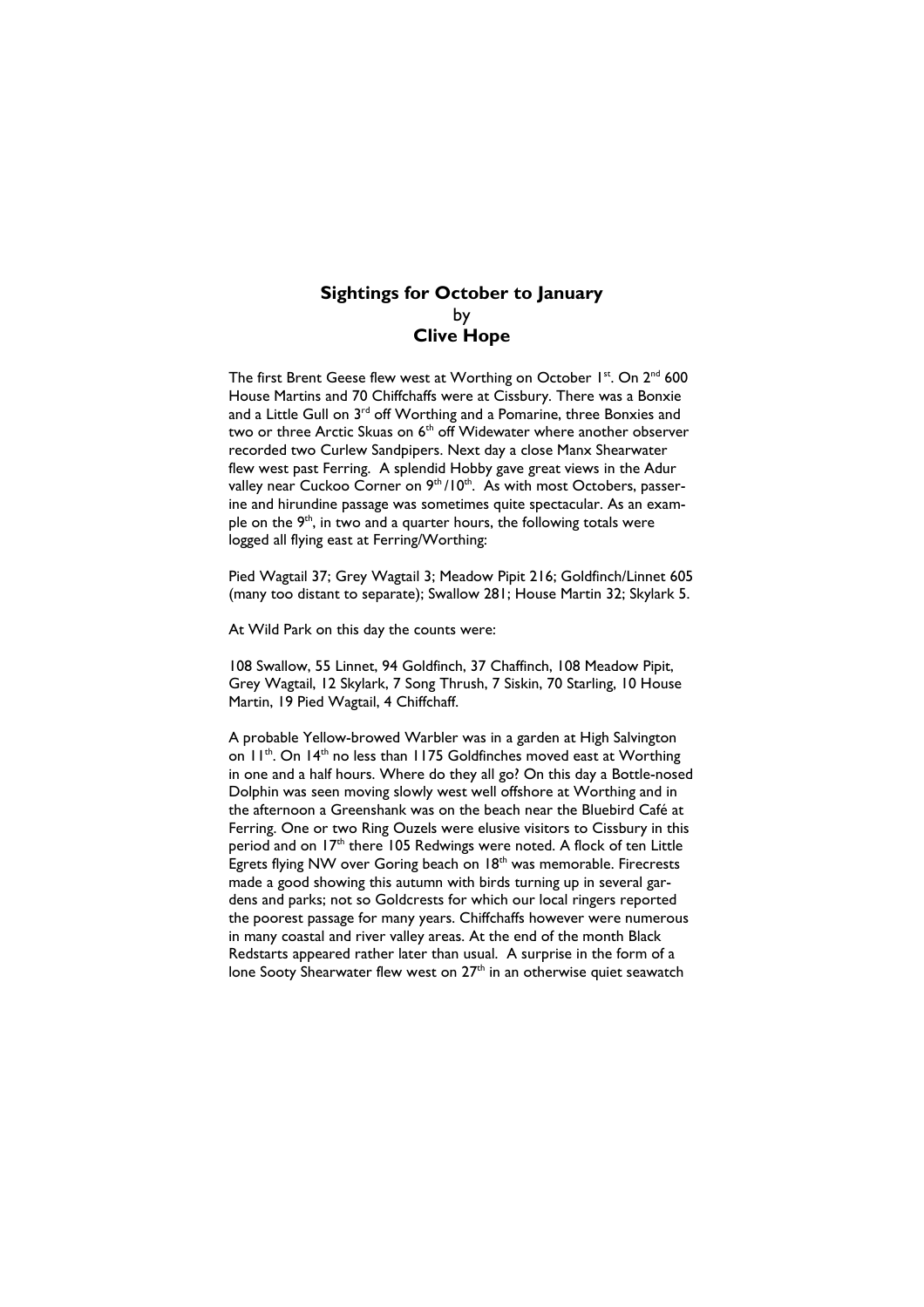## Sightings for October to January

by

**Clive Hope**

The first Brent Geese flew west at Worthing on October 1st. On 2nd 600 House Martins and 70 Chiffchaffs were at Cissbury. There was a Bonxie and a Little Gull on 3rd off Worthing and a Pomarine, three Bonxies and two or three Arctic Skuas on 6th off Widewater where another observer recorded two Curlew Sandpipers. Next day a close Manx Shearwater flew west past Ferring. A splendid Hobby gave great views in the Adur valley near Cuckoo Corner on 9th/10th. As with most Octobers, passerine and hirundine passage was sometimes quite spectacular. As an example on the 9th, in two and a quarter hours, the following totals were logged all flying east at Ferring/Worthing:

Pied Wagtail 37; Grey Wagtail 3; Meadow Pipit 216; Goldfinch/Linnet 605 (many too distant to separate); Swallow 281; House Martin 32; Skylark 5.

At Wild Park on this day the counts were:

108 Swallow, 55 Linnet, 94 Goldfinch, 37 Chaffinch, 108 Meadow Pipit, Grey Wagtail, 12 Skylark, 7 Song Thrush, 7 Siskin, 70 Starling, 10 House Martin, 19 Pied Wagtail, 4 Chiffchaff.

A probable Yellow-browed Warbler was in a garden at High Salvington on 11th. On 14th no less than 1175 Goldfinches moved east at Worthing in one and a half hours. Where do they all go? On this day a Bottle-nosed Dolphin was seen moving slowly west well offshore at Worthing and in the afternoon a Greenshank was on the beach near the Bluebird Café at Ferring. One or two Ring Ouzels were elusive visitors to Cissbury in this period and on 17th there 105 Redwings were noted. A flock of ten Little Egrets flying NW over Goring beach on 18th was memorable. Firecrests made a good showing this autumn with birds turning up in several gardens and parks; not so Goldcrests for which our local ringers reported the poorest passage for many years. Chiffchaffs however were numerous in many coastal and river valley areas. At the end of the month Black Redstarts appeared rather later than usual. A surprise in the form of a lone Sooty Shearwater flew west on 27th in an otherwise quiet seawatch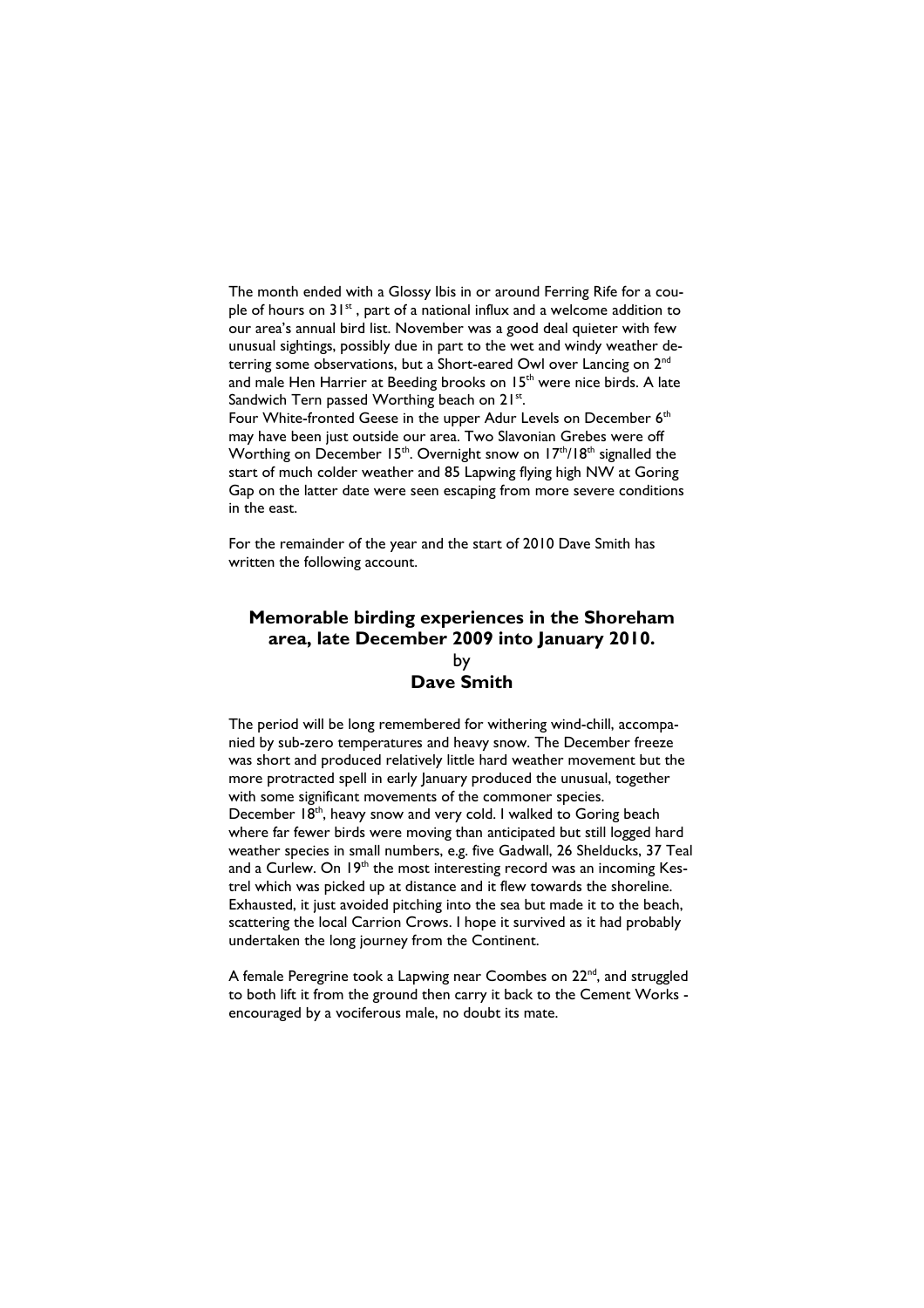The month ended with a Glossy Ibis in or around Ferring Rife for a couple of hours on 31st, part of a national influx and a welcome addition to our area's annual bird list. November was a good deal quieter with few unusual sightings, possibly due in part to the wet and windy weather deterring some observations, but a Short-eared Owl over Lancing on 2nd and male Hen Harrier at Beeding brooks on 15th were nice birds. A late Sandwich Tern passed Worthing beach on 21st.

Four White-fronted Geese in the upper Adur Levels on December 6th may have been just outside our area. Two Slavonian Grebes were off Worthing on December 15th. Overnight snow on 17th/18th signalled the start of much colder weather and 85 Lapwing flying high NW at Goring Gap on the latter date were seen escaping from more severe conditions in the east.

For the remainder of the year and the start of 2010 Dave Smith has written the following account.

## Memorable birding experiences in the Shoreham area, late December 2009 into January 2010.

by

**Dave Smith**

The period will be long remembered for withering wind-chill, accompanied by sub-zero temperatures and heavy snow. The December freeze was short and produced relatively little hard weather movement but the more protracted spell in early January produced the unusual, together with some significant movements of the commoner species.

December 18th, heavy snow and very cold. I walked to Goring beach where far fewer birds were moving than anticipated but still logged hard weather species in small numbers, e.g. five Gadwall, 26 Shelducks, 37 Teal and a Curlew. On 19th the most interesting record was an incoming Kestrel which was picked up at distance and it flew towards the shoreline. Exhausted, it just avoided pitching into the sea but made it to the beach, scattering the local Carrion Crows. I hope it survived as it had probably undertaken the long journey from the Continent.

A female Peregrine took a Lapwing near Coombes on 22nd, and struggled to both lift it from the ground then carry it back to the Cement Works - encouraged by a vociferous male, no doubt its mate.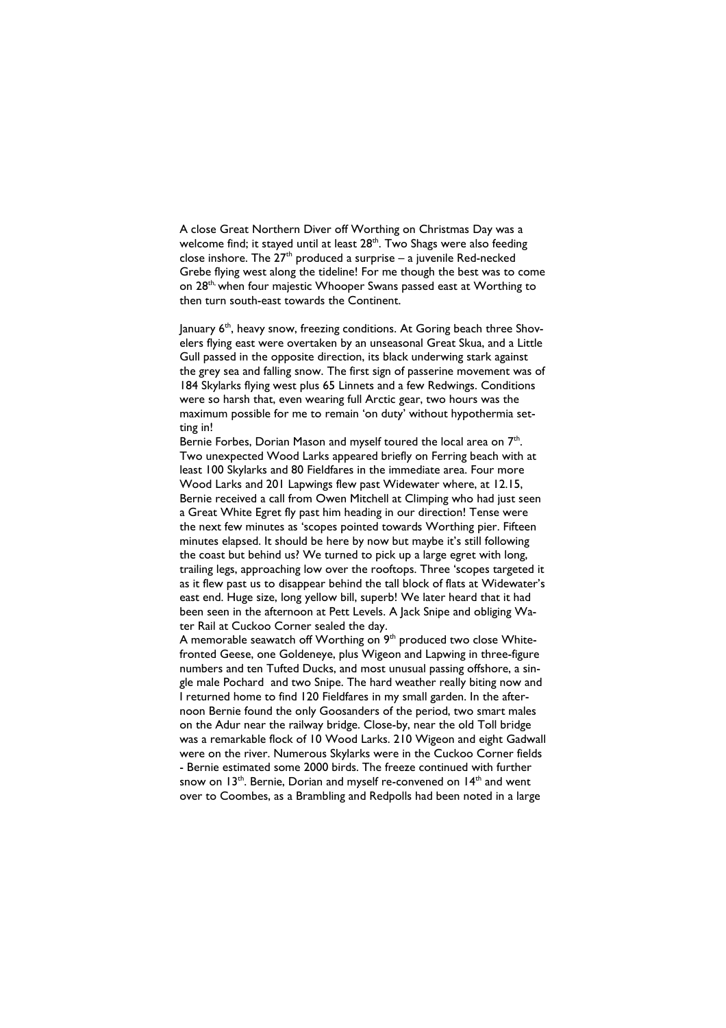A close Great Northern Diver off Worthing on Christmas Day was a welcome find; it stayed until at least 28th. Two Shags were also feeding close inshore. The 27th produced a surprise – a juvenile Red-necked Grebe flying west along the tideline! For me though the best was to come on 28th, when four majestic Whooper Swans passed east at Worthing to then turn south-east towards the Continent.

January 6th, heavy snow, freezing conditions. At Goring beach three Shovelers flying east were overtaken by an unseasonal Great Skua, and a Little Gull passed in the opposite direction, its black underwing stark against the grey sea and falling snow. The first sign of passerine movement was of 184 Skylarks flying west plus 65 Linnets and a few Redwings. Conditions were so harsh that, even wearing full Arctic gear, two hours was the maximum possible for me to remain 'on duty' without hypothermia setting in!

Bernie Forbes, Dorian Mason and myself toured the local area on 7th. Two unexpected Wood Larks appeared briefly on Ferring beach with at least 100 Skylarks and 80 Fieldfares in the immediate area. Four more Wood Larks and 201 Lapwings flew past Widewater where, at 12.15, Bernie received a call from Owen Mitchell at Climping who had just seen a Great White Egret fly past him heading in our direction! Tense were the next few minutes as 'scopes pointed towards Worthing pier. Fifteen minutes elapsed. It should be here by now but maybe it's still following the coast but behind us? We turned to pick up a large egret with long, trailing legs, approaching low over the rooftops. Three 'scopes targeted it as it flew past us to disappear behind the tall block of flats at Widewater's east end. Huge size, long yellow bill, superb! We later heard that it had been seen in the afternoon at Pett Levels. A Jack Snipe and obliging Water Rail at Cuckoo Corner sealed the day.

A memorable seawatch off Worthing on 9th produced two close White-fronted Geese, one Goldeneye, plus Wigeon and Lapwing in three-figure numbers and ten Tufted Ducks, and most unusual passing offshore, a single male Pochard and two Snipe. The hard weather really biting now and I returned home to find 120 Fieldfares in my small garden. In the afternoon Bernie found the only Goosanders of the period, two smart males on the Adur near the railway bridge. Close-by, near the old Toll bridge was a remarkable flock of 10 Wood Larks. 210 Wigeon and eight Gadwall were on the river. Numerous Skylarks were in the Cuckoo Corner fields - Bernie estimated some 2000 birds. The freeze continued with further snow on 13th. Bernie, Dorian and myself re-convened on 14th and went over to Coombes, as a Brambling and Redpolls had been noted in a large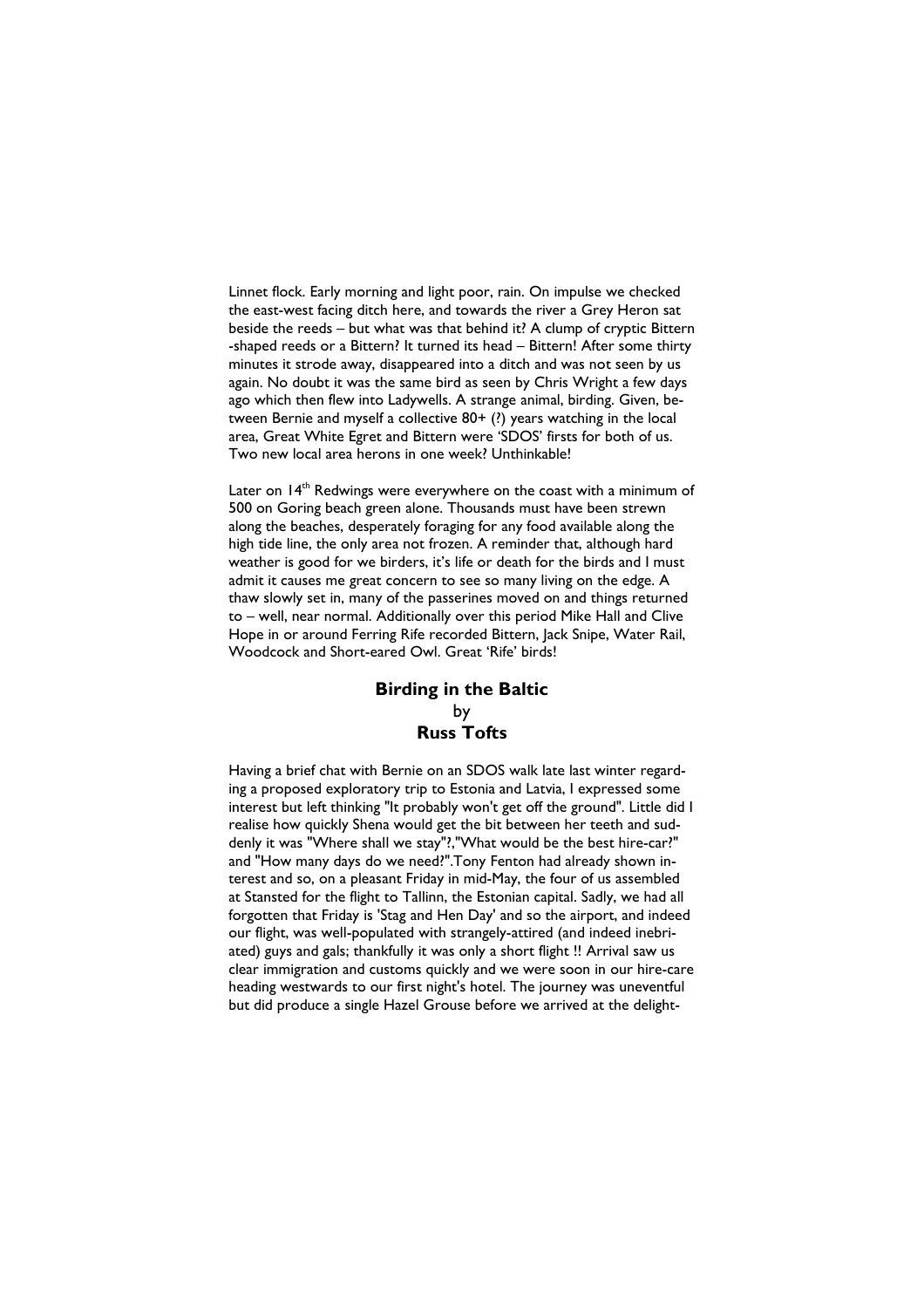Linnet flock. Early morning and light poor, rain. On impulse we checked the east-west facing ditch here, and towards the river a Grey Heron sat beside the reeds – but what was that behind it? A clump of cryptic Bittern-shaped reeds or a Bittern? It turned its head – Bittern! After some thirty minutes it strode away, disappeared into a ditch and was not seen by us again. No doubt it was the same bird as seen by Chris Wright a few days ago which then flew into Ladywells. A strange animal, birding. Given, between Bernie and myself a collective 80+ (?) years watching in the local area, Great White Egret and Bittern were 'SDOS' firsts for both of us. Two new local area herons in one week? Unthinkable!

Later on 14th Redwings were everywhere on the coast with a minimum of 500 on Goring beach green alone. Thousands must have been strewn along the beaches, desperately foraging for any food available along the high tide line, the only area not frozen. A reminder that, although hard weather is good for we birders, it's life or death for the birds and I must admit it causes me great concern to see so many living on the edge. A thaw slowly set in, many of the passerines moved on and things returned to – well, near normal. Additionally over this period Mike Hall and Clive Hope in or around Ferring Rife recorded Bittern, Jack Snipe, Water Rail, Woodcock and Short-eared Owl. Great 'Rife' birds!

## Birding in the Baltic

by

**Russ Tofts**

Having a brief chat with Bernie on an SDOS walk late last winter regarding a proposed exploratory trip to Estonia and Latvia, I expressed some interest but left thinking "It probably won't get off the ground". Little did I realise how quickly Shena would get the bit between her teeth and suddenly it was "Where shall we stay"?,"What would be the best hire-car?" and "How many days do we need?".Tony Fenton had already shown interest and so, on a pleasant Friday in mid-May, the four of us assembled at Stansted for the flight to Tallinn, the Estonian capital. Sadly, we had all forgotten that Friday is 'Stag and Hen Day' and so the airport, and indeed our flight, was well-populated with strangely-attired (and indeed inebriated) guys and gals; thankfully it was only a short flight !! Arrival saw us clear immigration and customs quickly and we were soon in our hire-care heading westwards to our first night's hotel. The journey was uneventful but did produce a single Hazel Grouse before we arrived at the delight-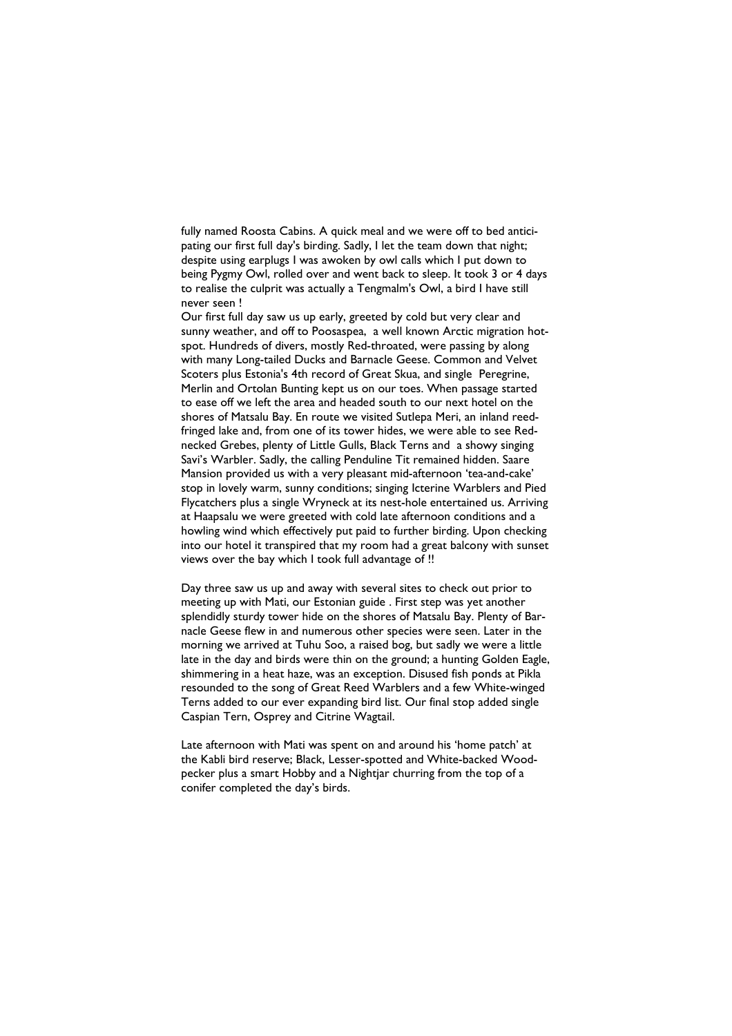fully named Roosta Cabins. A quick meal and we were off to bed anticipating our first full day's birding. Sadly, I let the team down that night; despite using earplugs I was awoken by owl calls which I put down to being Pygmy Owl, rolled over and went back to sleep. It took 3 or 4 days to realise the culprit was actually a Tengmalm's Owl, a bird I have still never seen !

Our first full day saw us up early, greeted by cold but very clear and sunny weather, and off to Poosaspea, a well known Arctic migration hotspot. Hundreds of divers, mostly Red-throated, were passing by along with many Long-tailed Ducks and Barnacle Geese. Common and Velvet Scoters plus Estonia's 4th record of Great Skua, and single Peregrine, Merlin and Ortolan Bunting kept us on our toes. When passage started to ease off we left the area and headed south to our next hotel on the shores of Matsalu Bay. En route we visited Sutlepa Meri, an inland reed-fringed lake and, from one of its tower hides, we were able to see Red-necked Grebes, plenty of Little Gulls, Black Terns and a showy singing Savi's Warbler. Sadly, the calling Penduline Tit remained hidden. Saare Mansion provided us with a very pleasant mid-afternoon 'tea-and-cake' stop in lovely warm, sunny conditions; singing Icterine Warblers and Pied Flycatchers plus a single Wryneck at its nest-hole entertained us. Arriving at Haapsalu we were greeted with cold late afternoon conditions and a howling wind which effectively put paid to further birding. Upon checking into our hotel it transpired that my room had a great balcony with sunset views over the bay which I took full advantage of !!

Day three saw us up and away with several sites to check out prior to meeting up with Mati, our Estonian guide . First step was yet another splendidly sturdy tower hide on the shores of Matsalu Bay. Plenty of Barnacle Geese flew in and numerous other species were seen. Later in the morning we arrived at Tuhu Soo, a raised bog, but sadly we were a little late in the day and birds were thin on the ground; a hunting Golden Eagle, shimmering in a heat haze, was an exception. Disused fish ponds at Pikla resounded to the song of Great Reed Warblers and a few White-winged Terns added to our ever expanding bird list. Our final stop added single Caspian Tern, Osprey and Citrine Wagtail.

Late afternoon with Mati was spent on and around his 'home patch' at the Kabli bird reserve; Black, Lesser-spotted and White-backed Woodpecker plus a smart Hobby and a Nightjar churring from the top of a conifer completed the day's birds.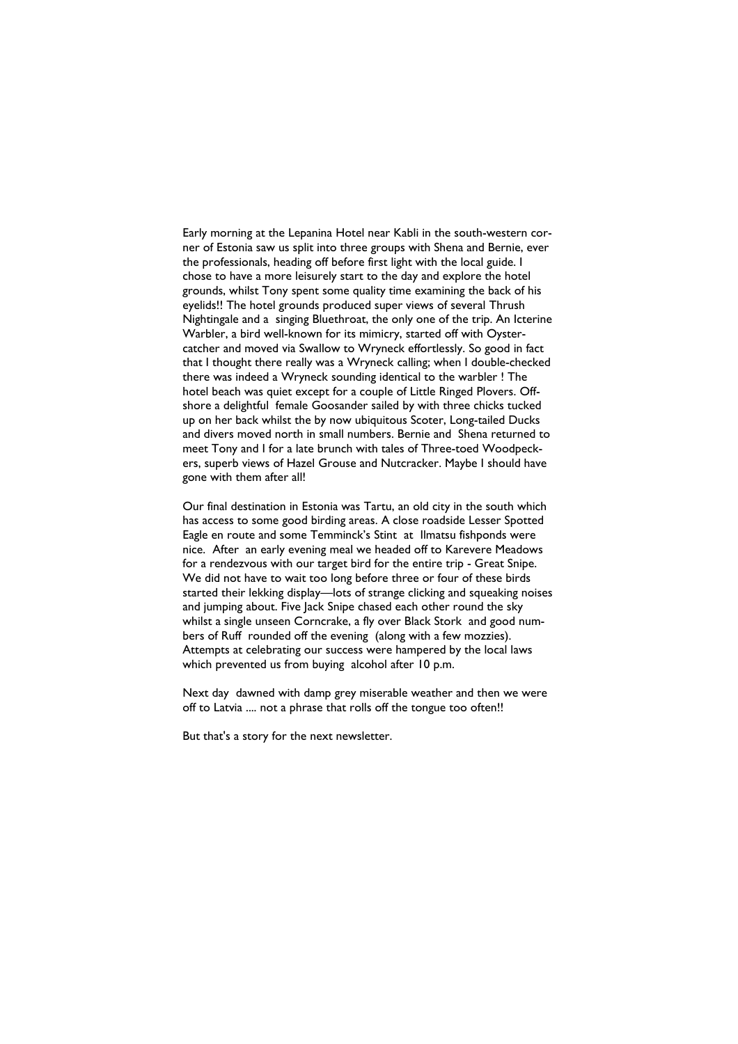Early morning at the Lepanina Hotel near Kabli in the south-western corner of Estonia saw us split into three groups with Shena and Bernie, ever the professionals, heading off before first light with the local guide. I chose to have a more leisurely start to the day and explore the hotel grounds, whilst Tony spent some quality time examining the back of his eyelids!! The hotel grounds produced super views of several Thrush Nightingale and a singing Bluethroat, the only one of the trip. An Icterine Warbler, a bird well-known for its mimicry, started off with Oystercatcher and moved via Swallow to Wryneck effortlessly. So good in fact that I thought there really was a Wryneck calling; when I double-checked there was indeed a Wryneck sounding identical to the warbler ! The hotel beach was quiet except for a couple of Little Ringed Plovers. Offshore a delightful female Goosander sailed by with three chicks tucked up on her back whilst the by now ubiquitous Scoter, Long-tailed Ducks and divers moved north in small numbers. Bernie and Shena returned to meet Tony and I for a late brunch with tales of Three-toed Woodpeckers, superb views of Hazel Grouse and Nutcracker. Maybe I should have gone with them after all!

Our final destination in Estonia was Tartu, an old city in the south which has access to some good birding areas. A close roadside Lesser Spotted Eagle en route and some Temminck's Stint at Ilmatsu fishponds were nice. After an early evening meal we headed off to Karevere Meadows for a rendezvous with our target bird for the entire trip - Great Snipe. We did not have to wait too long before three or four of these birds started their lekking display—lots of strange clicking and squeaking noises and jumping about. Five Jack Snipe chased each other round the sky whilst a single unseen Corncrake, a fly over Black Stork and good numbers of Ruff rounded off the evening (along with a few mozzies). Attempts at celebrating our success were hampered by the local laws which prevented us from buying alcohol after 10 p.m.

Next day dawned with damp grey miserable weather and then we were off to Latvia .... not a phrase that rolls off the tongue too often!!

But that's a story for the next newsletter.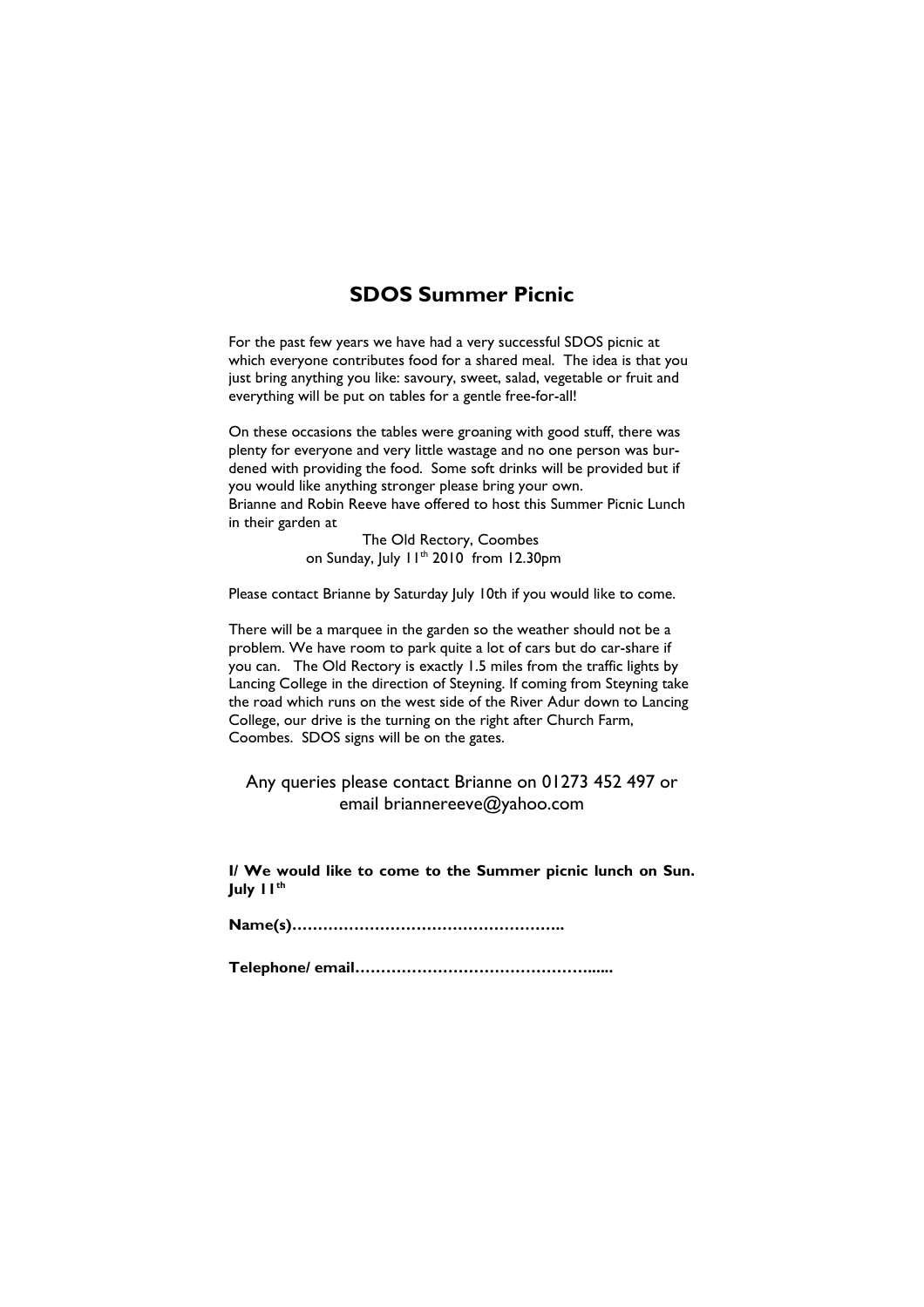## SDOS Summer Picnic

For the past few years we have had a very successful SDOS picnic at which everyone contributes food for a shared meal. The idea is that you just bring anything you like: savoury, sweet, salad, vegetable or fruit and everything will be put on tables for a gentle free-for-all!

On these occasions the tables were groaning with good stuff, there was plenty for everyone and very little wastage and no one person was burdened with providing the food. Some soft drinks will be provided but if you would like anything stronger please bring your own.
Brianne and Robin Reeve have offered to host this Summer Picnic Lunch in their garden at

The Old Rectory, Coombes
on Sunday, July 11th 2010 from 12.30pm

Please contact Brianne by Saturday July 10th if you would like to come.

There will be a marquee in the garden so the weather should not be a problem. We have room to park quite a lot of cars but do car-share if you can. The Old Rectory is exactly 1.5 miles from the traffic lights by Lancing College in the direction of Steyning. If coming from Steyning take the road which runs on the west side of the River Adur down to Lancing College, our drive is the turning on the right after Church Farm, Coombes. SDOS signs will be on the gates.

Any queries please contact Brianne on 01273 452 497 or email briannereeve@yahoo.com

**I/ We would like to come to the Summer picnic lunch on Sun. July 11th**

**Name(s)……………………………………………..**

**Telephone/ email…………………………………….....**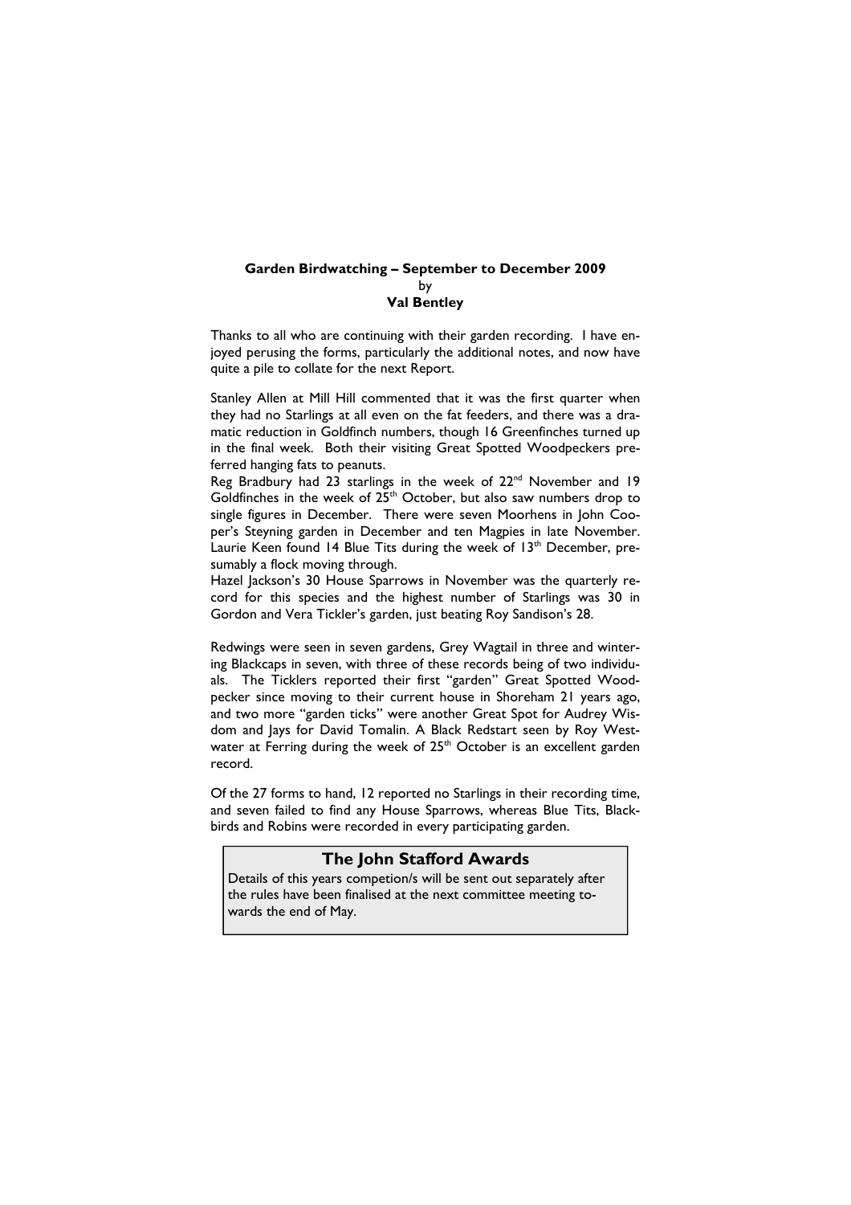**Garden Birdwatching – September to December 2009**
by
**Val Bentley**

Thanks to all who are continuing with their garden recording. I have enjoyed perusing the forms, particularly the additional notes, and now have quite a pile to collate for the next Report.

Stanley Allen at Mill Hill commented that it was the first quarter when they had no Starlings at all even on the fat feeders, and there was a dramatic reduction in Goldfinch numbers, though 16 Greenfinches turned up in the final week. Both their visiting Great Spotted Woodpeckers preferred hanging fats to peanuts.
Reg Bradbury had 23 starlings in the week of 22nd November and 19 Goldfinches in the week of 25th October, but also saw numbers drop to single figures in December. There were seven Moorhens in John Cooper's Steyning garden in December and ten Magpies in late November. Laurie Keen found 14 Blue Tits during the week of 13th December, presumably a flock moving through.
Hazel Jackson's 30 House Sparrows in November was the quarterly record for this species and the highest number of Starlings was 30 in Gordon and Vera Tickler's garden, just beating Roy Sandison's 28.

Redwings were seen in seven gardens, Grey Wagtail in three and wintering Blackcaps in seven, with three of these records being of two individuals. The Ticklers reported their first "garden" Great Spotted Woodpecker since moving to their current house in Shoreham 21 years ago, and two more "garden ticks" were another Great Spot for Audrey Wisdom and Jays for David Tomalin. A Black Redstart seen by Roy Westwater at Ferring during the week of 25th October is an excellent garden record.

Of the 27 forms to hand, 12 reported no Starlings in their recording time, and seven failed to find any House Sparrows, whereas Blue Tits, Blackbirds and Robins were recorded in every participating garden.

## The John Stafford Awards

Details of this years competion/s will be sent out separately after the rules have been finalised at the next committee meeting towards the end of May.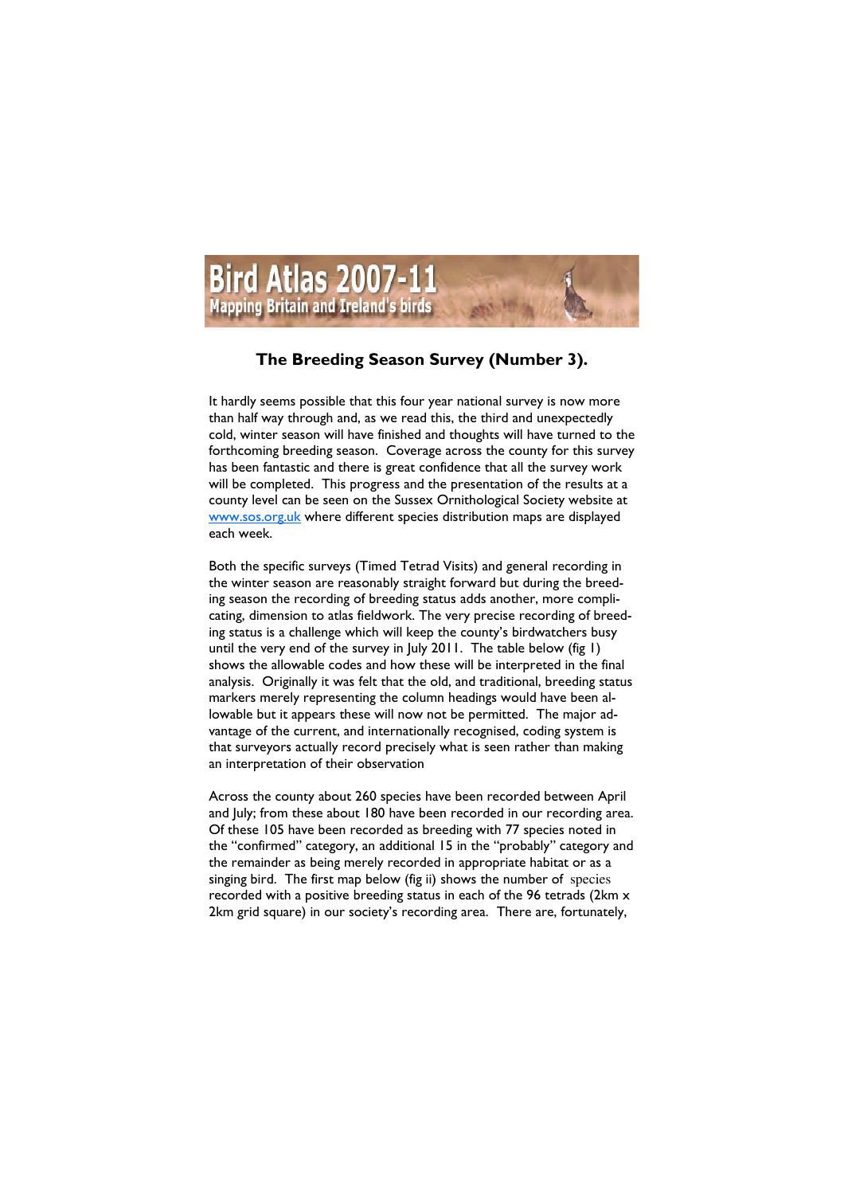Bird Atlas 2007-11
Mapping Britain and Ireland's birds

## The Breeding Season Survey (Number 3).

It hardly seems possible that this four year national survey is now more than half way through and, as we read this, the third and unexpectedly cold, winter season will have finished and thoughts will have turned to the forthcoming breeding season. Coverage across the county for this survey has been fantastic and there is great confidence that all the survey work will be completed. This progress and the presentation of the results at a county level can be seen on the Sussex Ornithological Society website at [www.sos.org.uk](http://www.sos.org.uk) where different species distribution maps are displayed each week.

Both the specific surveys (Timed Tetrad Visits) and general recording in the winter season are reasonably straight forward but during the breeding season the recording of breeding status adds another, more complicating, dimension to atlas fieldwork. The very precise recording of breeding status is a challenge which will keep the county's birdwatchers busy until the very end of the survey in July 2011. The table below (fig 1) shows the allowable codes and how these will be interpreted in the final analysis. Originally it was felt that the old, and traditional, breeding status markers merely representing the column headings would have been allowable but it appears these will now not be permitted. The major advantage of the current, and internationally recognised, coding system is that surveyors actually record precisely what is seen rather than making an interpretation of their observation

Across the county about 260 species have been recorded between April and July; from these about 180 have been recorded in our recording area. Of these 105 have been recorded as breeding with 77 species noted in the "confirmed" category, an additional 15 in the "probably" category and the remainder as being merely recorded in appropriate habitat or as a singing bird. The first map below (fig ii) shows the number of species recorded with a positive breeding status in each of the 96 tetrads (2km x 2km grid square) in our society's recording area. There are, fortunately,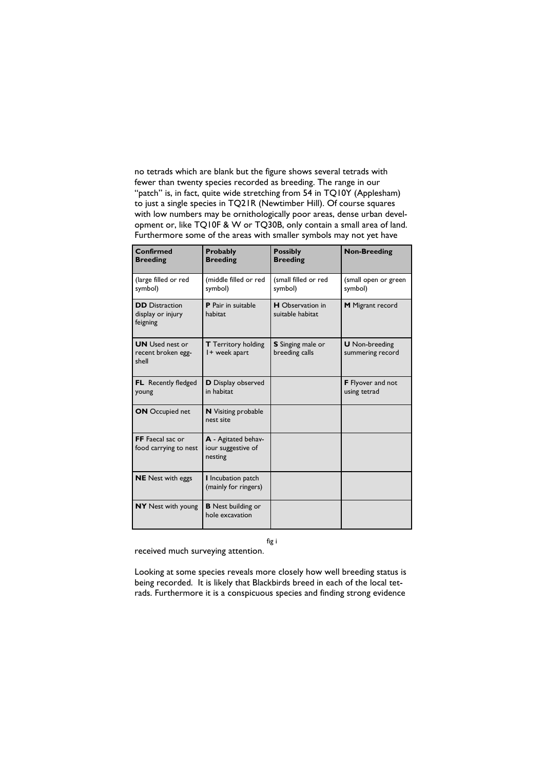no tetrads which are blank but the figure shows several tetrads with fewer than twenty species recorded as breeding. The range in our "patch" is, in fact, quite wide stretching from 54 in TQ10Y (Applesham) to just a single species in TQ21R (Newtimber Hill). Of course squares with low numbers may be ornithologically poor areas, dense urban development or, like TQ10F & W or TQ30B, only contain a small area of land. Furthermore some of the areas with smaller symbols may not yet have

| **Confirmed Breeding** | **Probably Breeding** | **Possibly Breeding** | **Non-Breeding** |
|---|---|---|---|
| (large filled or red symbol) | (middle filled or red symbol) | (small filled or red symbol) | (small open or green symbol) |
| **DD** Distraction display or injury feigning | **P** Pair in suitable habitat | **H** Observation in suitable habitat | **M** Migrant record |
| **UN** Used nest or recent broken egg-shell | **T** Territory holding 1+ week apart | **S** Singing male or breeding calls | **U** Non-breeding summering record |
| **FL** Recently fledged young | **D** Display observed in habitat | | **F** Flyover and not using tetrad |
| **ON** Occupied net | **N** Visiting probable nest site | | |
| **FF** Faecal sac or food carrying to nest | **A** - Agitated behaviour suggestive of nesting | | |
| **NE** Nest with eggs | **I** Incubation patch (mainly for ringers) | | |
| **NY** Nest with young | **B** Nest building or hole excavation | | |

fig i

received much surveying attention.

Looking at some species reveals more closely how well breeding status is being recorded. It is likely that Blackbirds breed in each of the local tetrads. Furthermore it is a conspicuous species and finding strong evidence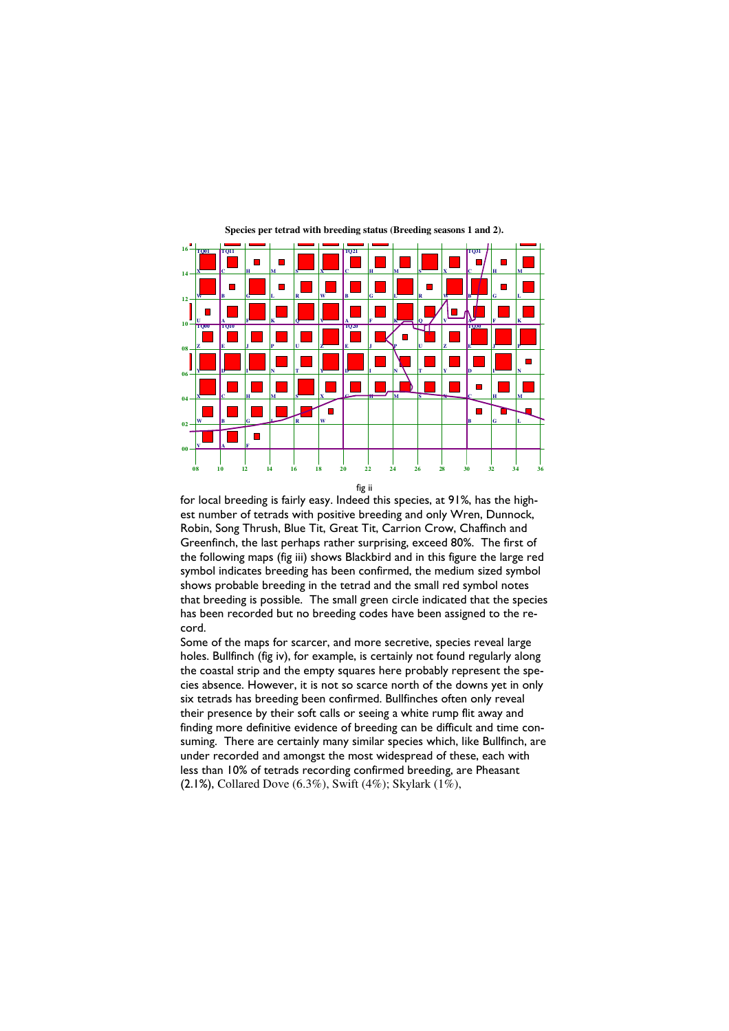**Species per tetrad with breeding status (Breeding seasons 1 and 2).**

fig ii

for local breeding is fairly easy. Indeed this species, at 91%, has the highest number of tetrads with positive breeding and only Wren, Dunnock, Robin, Song Thrush, Blue Tit, Great Tit, Carrion Crow, Chaffinch and Greenfinch, the last perhaps rather surprising, exceed 80%. The first of the following maps (fig iii) shows Blackbird and in this figure the large red symbol indicates breeding has been confirmed, the medium sized symbol shows probable breeding in the tetrad and the small red symbol notes that breeding is possible. The small green circle indicated that the species has been recorded but no breeding codes have been assigned to the record.

Some of the maps for scarcer, and more secretive, species reveal large holes. Bullfinch (fig iv), for example, is certainly not found regularly along the coastal strip and the empty squares here probably represent the species absence. However, it is not so scarce north of the downs yet in only six tetrads has breeding been confirmed. Bullfinches often only reveal their presence by their soft calls or seeing a white rump flit away and finding more definitive evidence of breeding can be difficult and time consuming. There are certainly many similar species which, like Bullfinch, are under recorded and amongst the most widespread of these, each with less than 10% of tetrads recording confirmed breeding, are Pheasant (2.1%), Collared Dove (6.3%), Swift (4%); Skylark (1%),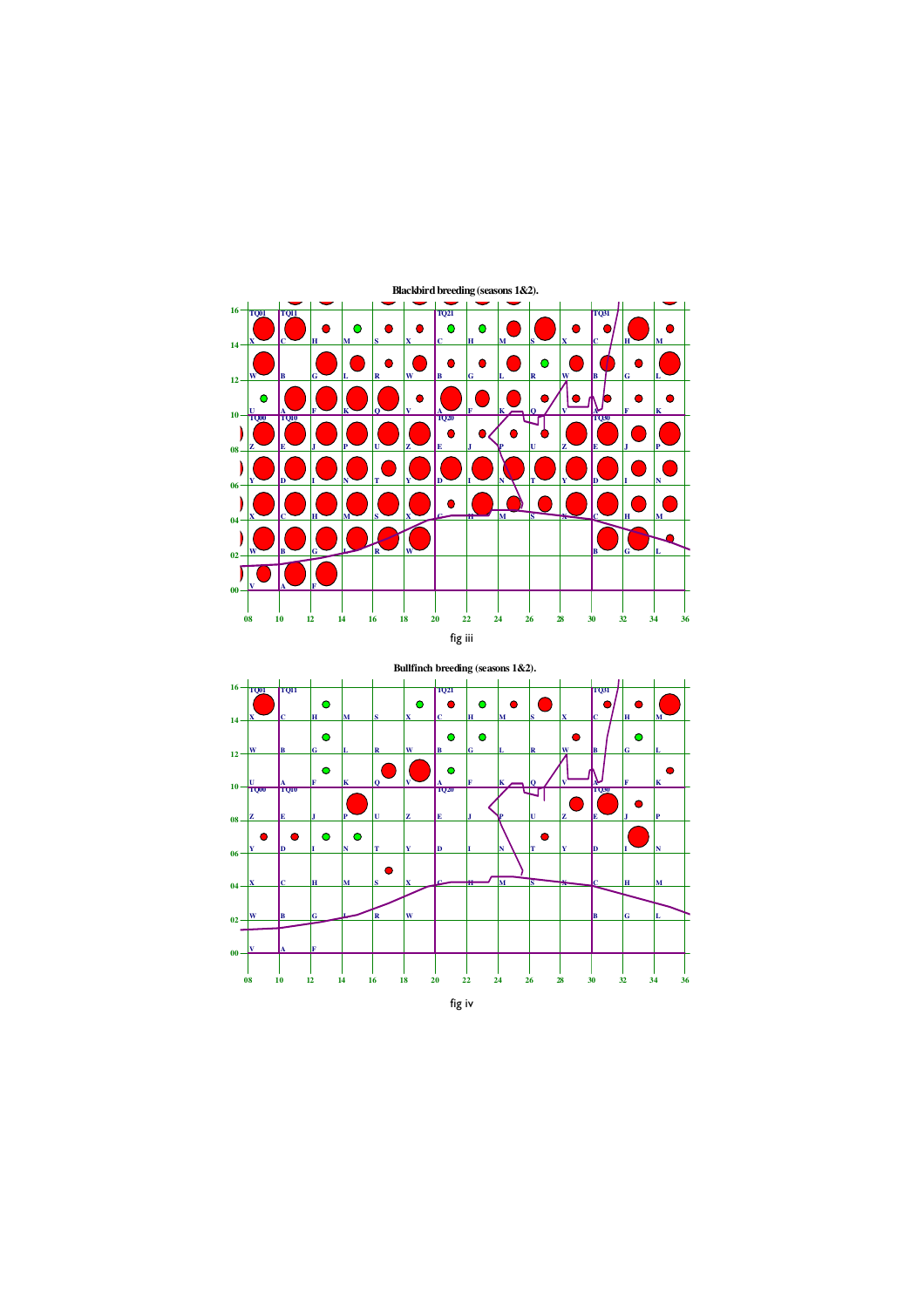Blackbird breeding (seasons 1&2).

fig iii

Bullfinch breeding (seasons 1&2).

fig iv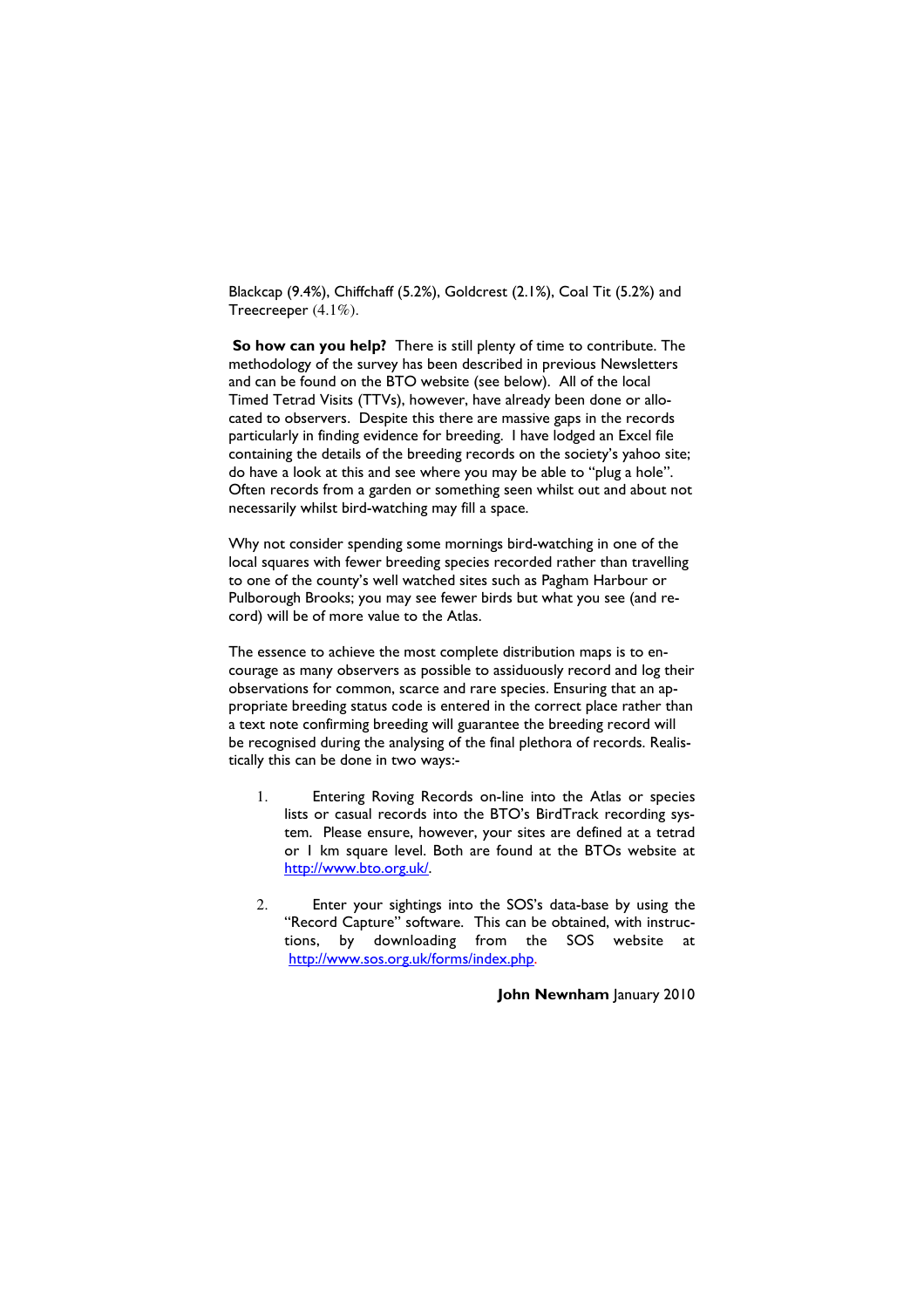Blackcap (9.4%), Chiffchaff (5.2%), Goldcrest (2.1%), Coal Tit (5.2%) and Treecreeper (4.1%).

**So how can you help?** There is still plenty of time to contribute. The methodology of the survey has been described in previous Newsletters and can be found on the BTO website (see below). All of the local Timed Tetrad Visits (TTVs), however, have already been done or allocated to observers. Despite this there are massive gaps in the records particularly in finding evidence for breeding. I have lodged an Excel file containing the details of the breeding records on the society's yahoo site; do have a look at this and see where you may be able to "plug a hole". Often records from a garden or something seen whilst out and about not necessarily whilst bird-watching may fill a space.

Why not consider spending some mornings bird-watching in one of the local squares with fewer breeding species recorded rather than travelling to one of the county's well watched sites such as Pagham Harbour or Pulborough Brooks; you may see fewer birds but what you see (and record) will be of more value to the Atlas.

The essence to achieve the most complete distribution maps is to encourage as many observers as possible to assiduously record and log their observations for common, scarce and rare species. Ensuring that an appropriate breeding status code is entered in the correct place rather than a text note confirming breeding will guarantee the breeding record will be recognised during the analysing of the final plethora of records. Realistically this can be done in two ways:-

1. Entering Roving Records on-line into the Atlas or species lists or casual records into the BTO's BirdTrack recording system. Please ensure, however, your sites are defined at a tetrad or 1 km square level. Both are found at the BTOs website at http://www.bto.org.uk/.

2. Enter your sightings into the SOS's data-base by using the "Record Capture" software. This can be obtained, with instructions, by downloading from the SOS website at http://www.sos.org.uk/forms/index.php.

**John Newnham** January 2010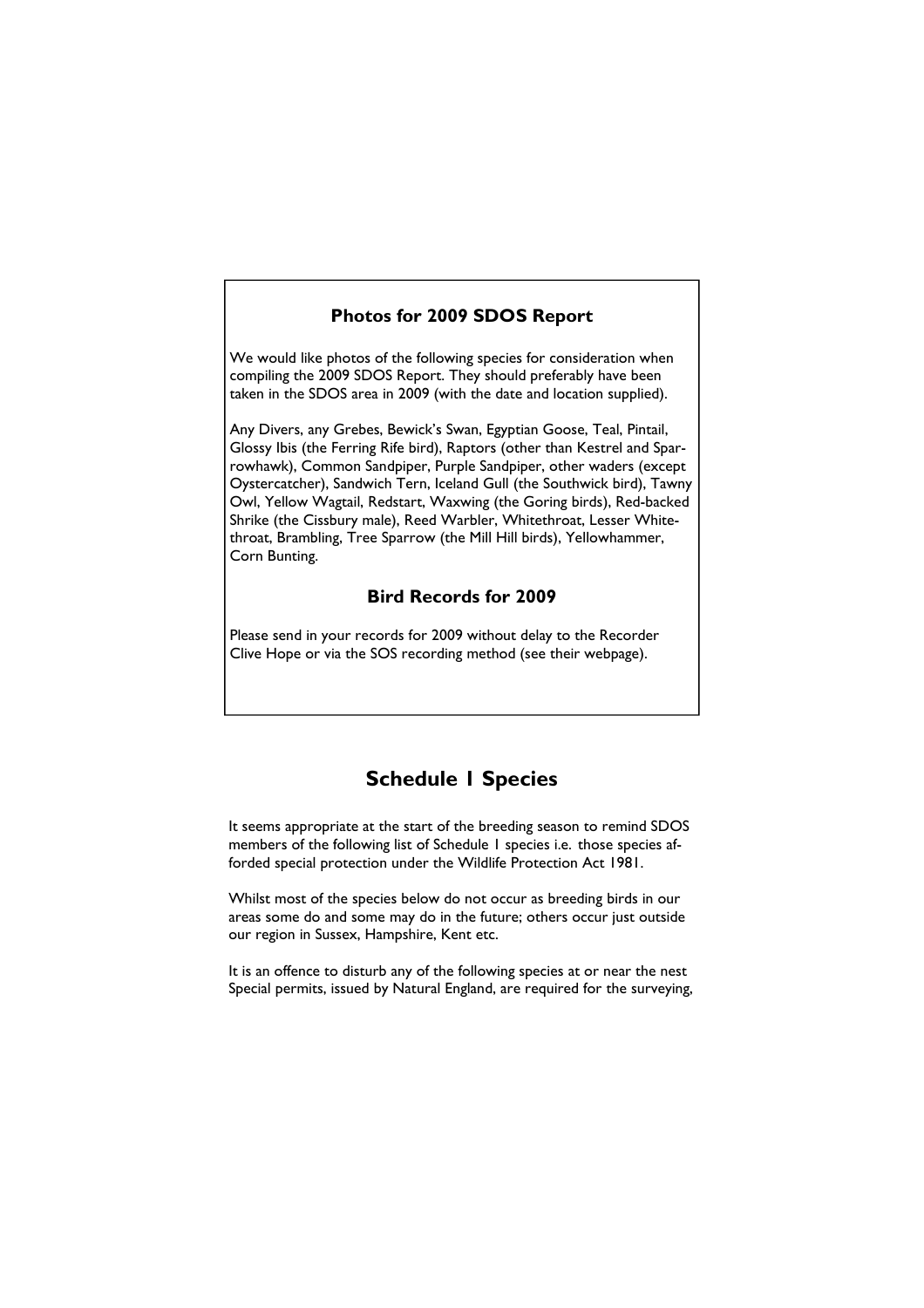## Photos for 2009 SDOS Report

We would like photos of the following species for consideration when compiling the 2009 SDOS Report. They should preferably have been taken in the SDOS area in 2009 (with the date and location supplied).

Any Divers, any Grebes, Bewick's Swan, Egyptian Goose, Teal, Pintail, Glossy Ibis (the Ferring Rife bird), Raptors (other than Kestrel and Sparrowhawk), Common Sandpiper, Purple Sandpiper, other waders (except Oystercatcher), Sandwich Tern, Iceland Gull (the Southwick bird), Tawny Owl, Yellow Wagtail, Redstart, Waxwing (the Goring birds), Red-backed Shrike (the Cissbury male), Reed Warbler, Whitethroat, Lesser Whitethroat, Brambling, Tree Sparrow (the Mill Hill birds), Yellowhammer, Corn Bunting.

## Bird Records for 2009

Please send in your records for 2009 without delay to the Recorder Clive Hope or via the SOS recording method (see their webpage).

# Schedule 1 Species

It seems appropriate at the start of the breeding season to remind SDOS members of the following list of Schedule 1 species i.e. those species afforded special protection under the Wildlife Protection Act 1981.

Whilst most of the species below do not occur as breeding birds in our areas some do and some may do in the future; others occur just outside our region in Sussex, Hampshire, Kent etc.

It is an offence to disturb any of the following species at or near the nest Special permits, issued by Natural England, are required for the surveying,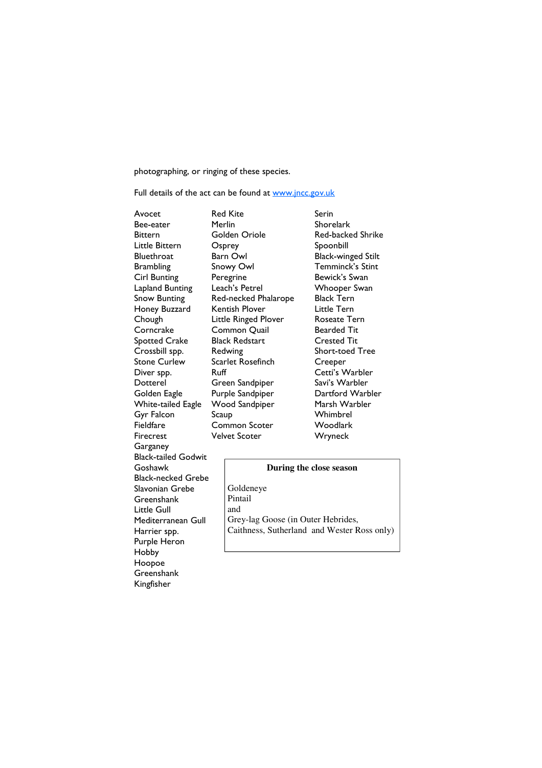photographing, or ringing of these species.

Full details of the act can be found at [www.jncc.gov.uk](http://www.jncc.gov.uk)

Avocet
Bee-eater
Bittern
Little Bittern
Bluethroat
Brambling
Cirl Bunting
Lapland Bunting
Snow Bunting
Honey Buzzard
Chough
Corncrake
Spotted Crake
Crossbill spp.
Stone Curlew
Diver spp.
Dotterel
Golden Eagle
White-tailed Eagle
Gyr Falcon
Fieldfare
Firecrest
Garganey
Black-tailed Godwit
Goshawk
Black-necked Grebe
Slavonian Grebe
Greenshank
Little Gull
Mediterranean Gull
Harrier spp.
Purple Heron
Hobby
Hoopoe
Greenshank
Kingfisher

Red Kite
Merlin
Golden Oriole
Osprey
Barn Owl
Snowy Owl
Peregrine
Leach's Petrel
Red-necked Phalarope
Kentish Plover
Little Ringed Plover
Common Quail
Black Redstart
Redwing
Scarlet Rosefinch
Ruff
Green Sandpiper
Purple Sandpiper
Wood Sandpiper
Scaup
Common Scoter
Velvet Scoter

Serin
Shorelark
Red-backed Shrike
Spoonbill
Black-winged Stilt
Temminck's Stint
Bewick's Swan
Whooper Swan
Black Tern
Little Tern
Roseate Tern
Bearded Tit
Crested Tit
Short-toed Tree Creeper
Cetti's Warbler
Savi's Warbler
Dartford Warbler
Marsh Warbler
Whimbrel
Woodlark
Wryneck

**During the close season**

Goldeneye
Pintail
and
Grey-lag Goose (in Outer Hebrides, Caithness, Sutherland and Wester Ross only)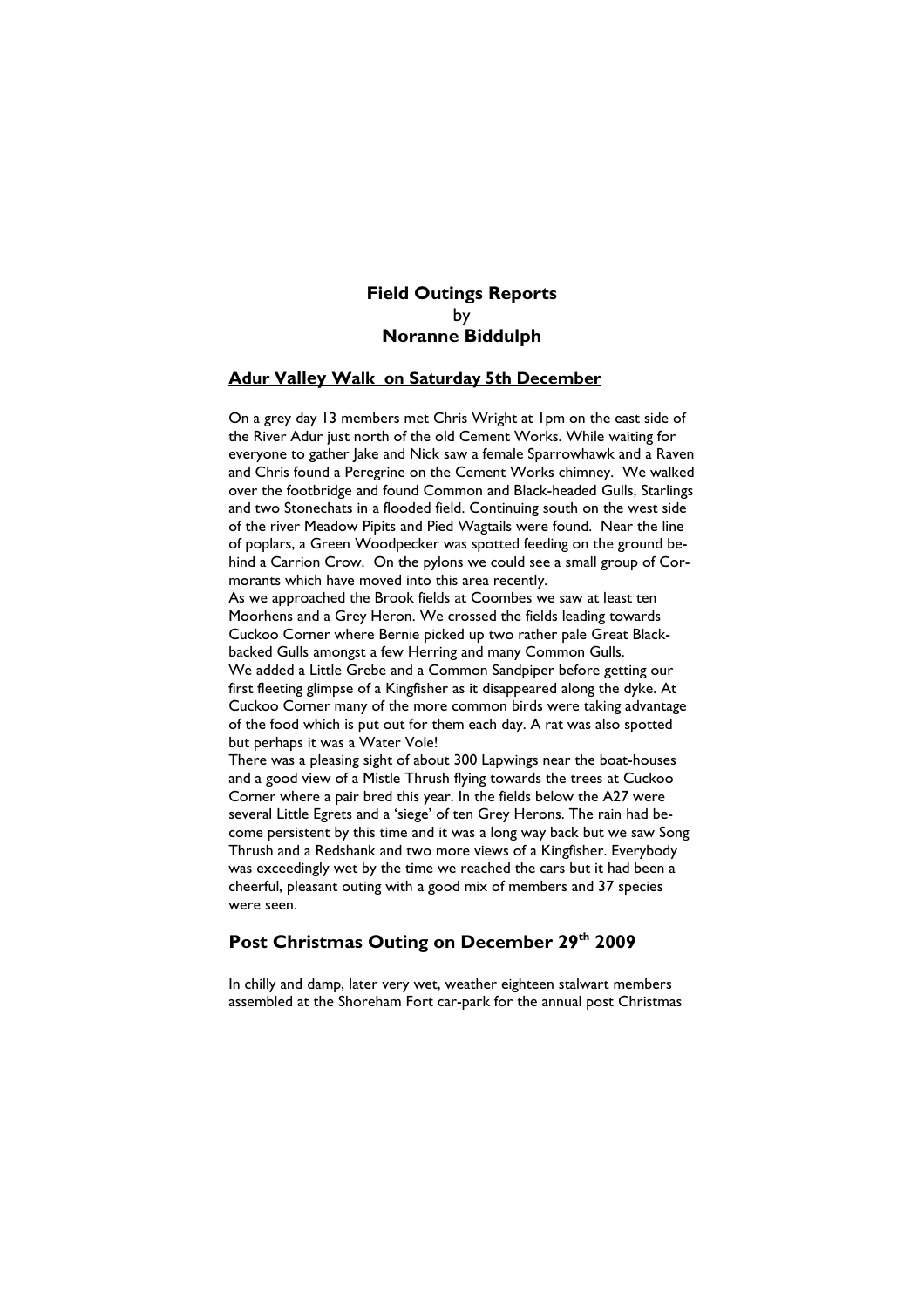# Field Outings Reports
by
**Noranne Biddulph**

## Adur Valley Walk on Saturday 5th December

On a grey day 13 members met Chris Wright at 1pm on the east side of the River Adur just north of the old Cement Works. While waiting for everyone to gather Jake and Nick saw a female Sparrowhawk and a Raven and Chris found a Peregrine on the Cement Works chimney. We walked over the footbridge and found Common and Black-headed Gulls, Starlings and two Stonechats in a flooded field. Continuing south on the west side of the river Meadow Pipits and Pied Wagtails were found. Near the line of poplars, a Green Woodpecker was spotted feeding on the ground behind a Carrion Crow. On the pylons we could see a small group of Cormorants which have moved into this area recently.

As we approached the Brook fields at Coombes we saw at least ten Moorhens and a Grey Heron. We crossed the fields leading towards Cuckoo Corner where Bernie picked up two rather pale Great Black-backed Gulls amongst a few Herring and many Common Gulls.

We added a Little Grebe and a Common Sandpiper before getting our first fleeting glimpse of a Kingfisher as it disappeared along the dyke. At Cuckoo Corner many of the more common birds were taking advantage of the food which is put out for them each day. A rat was also spotted but perhaps it was a Water Vole!

There was a pleasing sight of about 300 Lapwings near the boat-houses and a good view of a Mistle Thrush flying towards the trees at Cuckoo Corner where a pair bred this year. In the fields below the A27 were several Little Egrets and a 'siege' of ten Grey Herons. The rain had become persistent by this time and it was a long way back but we saw Song Thrush and a Redshank and two more views of a Kingfisher. Everybody was exceedingly wet by the time we reached the cars but it had been a cheerful, pleasant outing with a good mix of members and 37 species were seen.

## Post Christmas Outing on December 29th 2009

In chilly and damp, later very wet, weather eighteen stalwart members assembled at the Shoreham Fort car-park for the annual post Christmas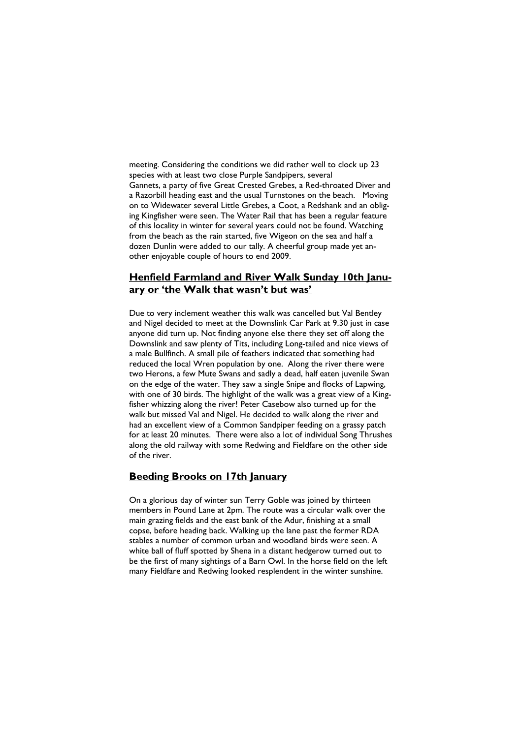meeting. Considering the conditions we did rather well to clock up 23 species with at least two close Purple Sandpipers, several Gannets, a party of five Great Crested Grebes, a Red-throated Diver and a Razorbill heading east and the usual Turnstones on the beach. Moving on to Widewater several Little Grebes, a Coot, a Redshank and an obliging Kingfisher were seen. The Water Rail that has been a regular feature of this locality in winter for several years could not be found. Watching from the beach as the rain started, five Wigeon on the sea and half a dozen Dunlin were added to our tally. A cheerful group made yet another enjoyable couple of hours to end 2009.

## Henfield Farmland and River Walk Sunday 10th January or 'the Walk that wasn't but was'

Due to very inclement weather this walk was cancelled but Val Bentley and Nigel decided to meet at the Downslink Car Park at 9.30 just in case anyone did turn up. Not finding anyone else there they set off along the Downslink and saw plenty of Tits, including Long-tailed and nice views of a male Bullfinch. A small pile of feathers indicated that something had reduced the local Wren population by one. Along the river there were two Herons, a few Mute Swans and sadly a dead, half eaten juvenile Swan on the edge of the water. They saw a single Snipe and flocks of Lapwing, with one of 30 birds. The highlight of the walk was a great view of a Kingfisher whizzing along the river! Peter Casebow also turned up for the walk but missed Val and Nigel. He decided to walk along the river and had an excellent view of a Common Sandpiper feeding on a grassy patch for at least 20 minutes. There were also a lot of individual Song Thrushes along the old railway with some Redwing and Fieldfare on the other side of the river.

## Beeding Brooks on 17th January

On a glorious day of winter sun Terry Goble was joined by thirteen members in Pound Lane at 2pm. The route was a circular walk over the main grazing fields and the east bank of the Adur, finishing at a small copse, before heading back. Walking up the lane past the former RDA stables a number of common urban and woodland birds were seen. A white ball of fluff spotted by Shena in a distant hedgerow turned out to be the first of many sightings of a Barn Owl. In the horse field on the left many Fieldfare and Redwing looked resplendent in the winter sunshine.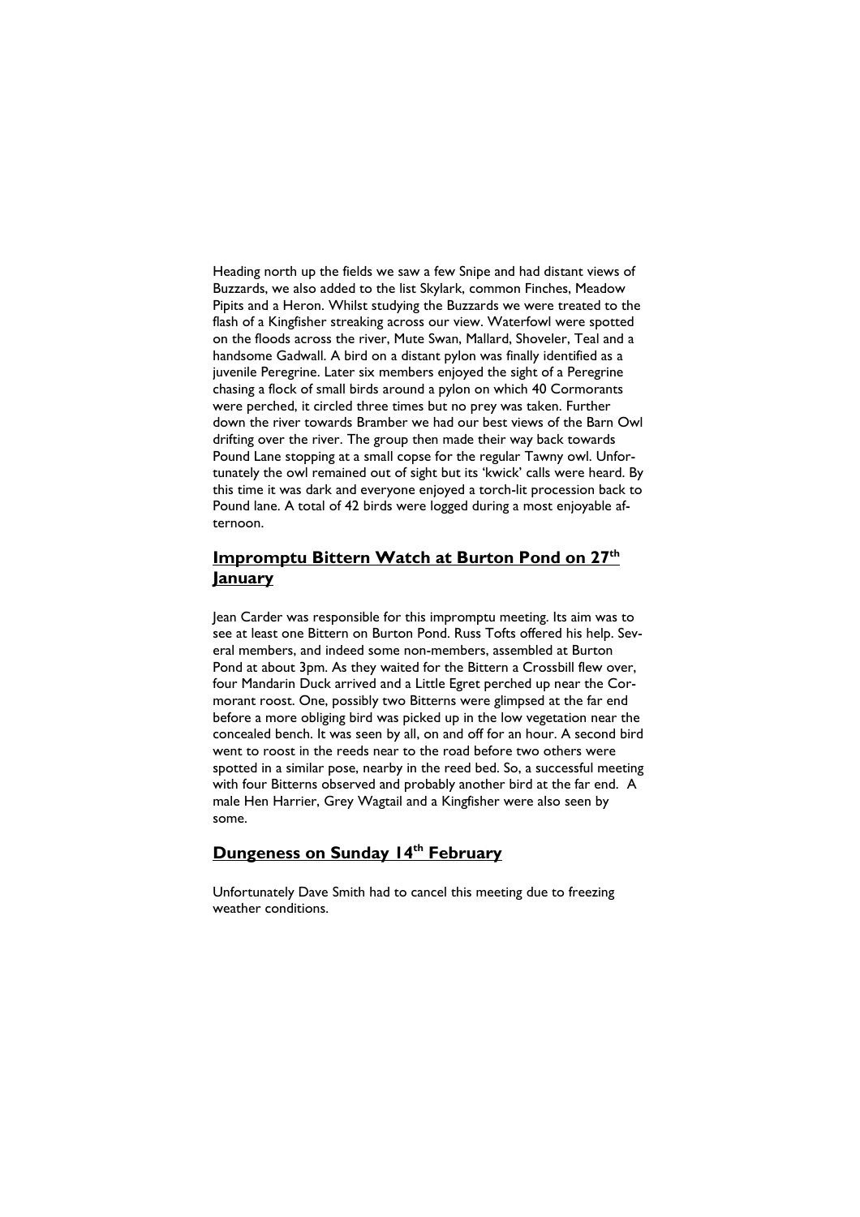Heading north up the fields we saw a few Snipe and had distant views of Buzzards, we also added to the list Skylark, common Finches, Meadow Pipits and a Heron. Whilst studying the Buzzards we were treated to the flash of a Kingfisher streaking across our view. Waterfowl were spotted on the floods across the river, Mute Swan, Mallard, Shoveler, Teal and a handsome Gadwall. A bird on a distant pylon was finally identified as a juvenile Peregrine. Later six members enjoyed the sight of a Peregrine chasing a flock of small birds around a pylon on which 40 Cormorants were perched, it circled three times but no prey was taken. Further down the river towards Bramber we had our best views of the Barn Owl drifting over the river. The group then made their way back towards Pound Lane stopping at a small copse for the regular Tawny owl. Unfortunately the owl remained out of sight but its 'kwick' calls were heard. By this time it was dark and everyone enjoyed a torch-lit procession back to Pound lane. A total of 42 birds were logged during a most enjoyable afternoon.

## Impromptu Bittern Watch at Burton Pond on 27th January

Jean Carder was responsible for this impromptu meeting. Its aim was to see at least one Bittern on Burton Pond. Russ Tofts offered his help. Several members, and indeed some non-members, assembled at Burton Pond at about 3pm. As they waited for the Bittern a Crossbill flew over, four Mandarin Duck arrived and a Little Egret perched up near the Cormorant roost. One, possibly two Bitterns were glimpsed at the far end before a more obliging bird was picked up in the low vegetation near the concealed bench. It was seen by all, on and off for an hour. A second bird went to roost in the reeds near to the road before two others were spotted in a similar pose, nearby in the reed bed. So, a successful meeting with four Bitterns observed and probably another bird at the far end. A male Hen Harrier, Grey Wagtail and a Kingfisher were also seen by some.

## Dungeness on Sunday 14th February

Unfortunately Dave Smith had to cancel this meeting due to freezing weather conditions.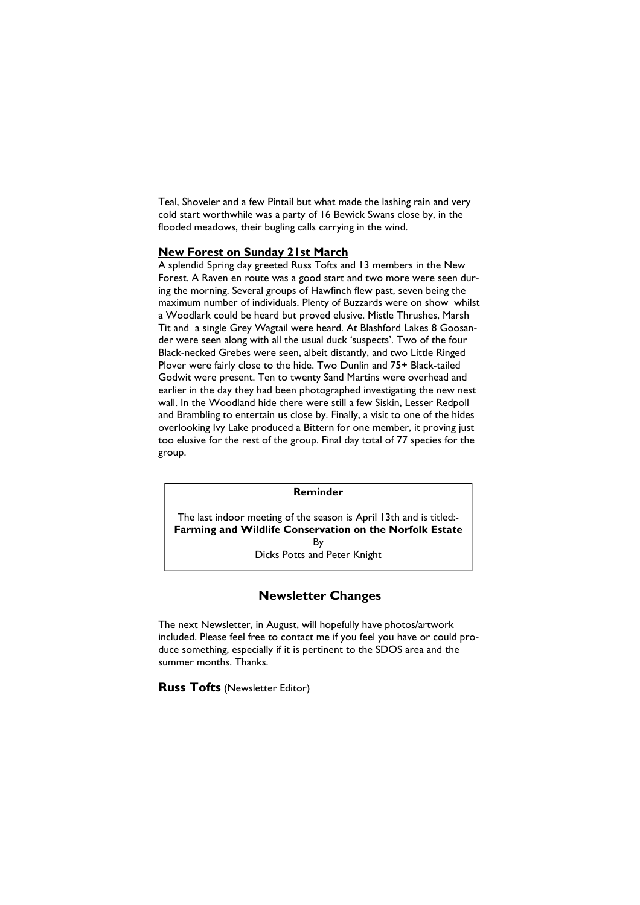Teal, Shoveler and a few Pintail but what made the lashing rain and very cold start worthwhile was a party of 16 Bewick Swans close by, in the flooded meadows, their bugling calls carrying in the wind.

**New Forest on Sunday 21st March**

A splendid Spring day greeted Russ Tofts and 13 members in the New Forest. A Raven en route was a good start and two more were seen during the morning. Several groups of Hawfinch flew past, seven being the maximum number of individuals. Plenty of Buzzards were on show whilst a Woodlark could be heard but proved elusive. Mistle Thrushes, Marsh Tit and a single Grey Wagtail were heard. At Blashford Lakes 8 Goosander were seen along with all the usual duck 'suspects'. Two of the four Black-necked Grebes were seen, albeit distantly, and two Little Ringed Plover were fairly close to the hide. Two Dunlin and 75+ Black-tailed Godwit were present. Ten to twenty Sand Martins were overhead and earlier in the day they had been photographed investigating the new nest wall. In the Woodland hide there were still a few Siskin, Lesser Redpoll and Brambling to entertain us close by. Finally, a visit to one of the hides overlooking Ivy Lake produced a Bittern for one member, it proving just too elusive for the rest of the group. Final day total of 77 species for the group.

**Reminder**

The last indoor meeting of the season is April 13th and is titled:-
**Farming and Wildlife Conservation on the Norfolk Estate**
By
Dicks Potts and Peter Knight

## Newsletter Changes

The next Newsletter, in August, will hopefully have photos/artwork included. Please feel free to contact me if you feel you have or could produce something, especially if it is pertinent to the SDOS area and the summer months. Thanks.

**Russ Tofts** (Newsletter Editor)